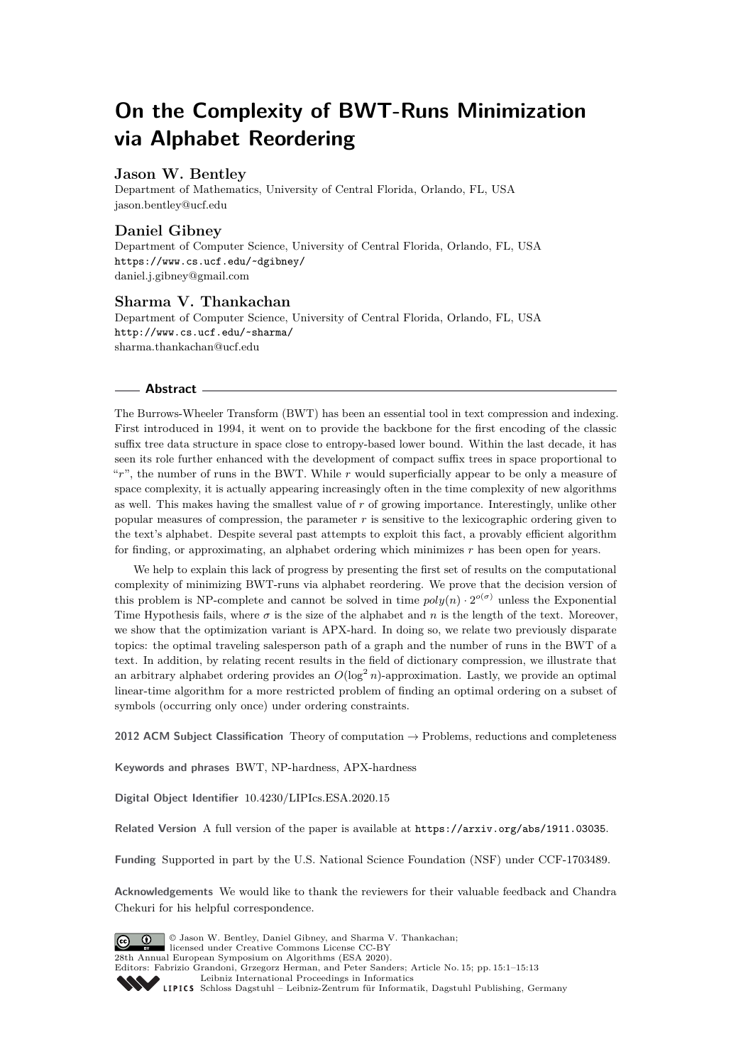# On the Complexity of BWT-Runs Minimization via Alphabet Reordering

**Jason W. Bentley**
Department of Mathematics, University of Central Florida, Orlando, FL, USA
jason.bentley@ucf.edu

**Daniel Gibney**
Department of Computer Science, University of Central Florida, Orlando, FL, USA
https://www.cs.ucf.edu/~dgibney/
daniel.j.gibney@gmail.com

**Sharma V. Thankachan**
Department of Computer Science, University of Central Florida, Orlando, FL, USA
http://www.cs.ucf.edu/~sharma/
sharma.thankachan@ucf.edu

## Abstract

The Burrows-Wheeler Transform (BWT) has been an essential tool in text compression and indexing. First introduced in 1994, it went on to provide the backbone for the first encoding of the classic suffix tree data structure in space close to entropy-based lower bound. Within the last decade, it has seen its role further enhanced with the development of compact suffix trees in space proportional to "$r$", the number of runs in the BWT. While $r$ would superficially appear to be only a measure of space complexity, it is actually appearing increasingly often in the time complexity of new algorithms as well. This makes having the smallest value of $r$ of growing importance. Interestingly, unlike other popular measures of compression, the parameter $r$ is sensitive to the lexicographic ordering given to the text's alphabet. Despite several past attempts to exploit this fact, a provably efficient algorithm for finding, or approximating, an alphabet ordering which minimizes $r$ has been open for years.

We help to explain this lack of progress by presenting the first set of results on the computational complexity of minimizing BWT-runs via alphabet reordering. We prove that the decision version of this problem is NP-complete and cannot be solved in time $poly(n) \cdot 2^{o(\sigma)}$ unless the Exponential Time Hypothesis fails, where $\sigma$ is the size of the alphabet and $n$ is the length of the text. Moreover, we show that the optimization variant is APX-hard. In doing so, we relate two previously disparate topics: the optimal traveling salesperson path of a graph and the number of runs in the BWT of a text. In addition, by relating recent results in the field of dictionary compression, we illustrate that an arbitrary alphabet ordering provides an $O(\log^2 n)$-approximation. Lastly, we provide an optimal linear-time algorithm for a more restricted problem of finding an optimal ordering on a subset of symbols (occurring only once) under ordering constraints.

**2012 ACM Subject Classification** Theory of computation → Problems, reductions and completeness

**Keywords and phrases** BWT, NP-hardness, APX-hardness

**Digital Object Identifier** 10.4230/LIPIcs.ESA.2020.15

**Related Version** A full version of the paper is available at https://arxiv.org/abs/1911.03035.

**Funding** Supported in part by the U.S. National Science Foundation (NSF) under CCF-1703489.

**Acknowledgements** We would like to thank the reviewers for their valuable feedback and Chandra Chekuri for his helpful correspondence.

© Jason W. Bentley, Daniel Gibney, and Sharma V. Thankachan;
licensed under Creative Commons License CC-BY
28th Annual European Symposium on Algorithms (ESA 2020).
Editors: Fabrizio Grandoni, Grzegorz Herman, and Peter Sanders; Article No. 15; pp. 15:1–15:13
Leibniz International Proceedings in Informatics
Schloss Dagstuhl – Leibniz-Zentrum für Informatik, Dagstuhl Publishing, Germany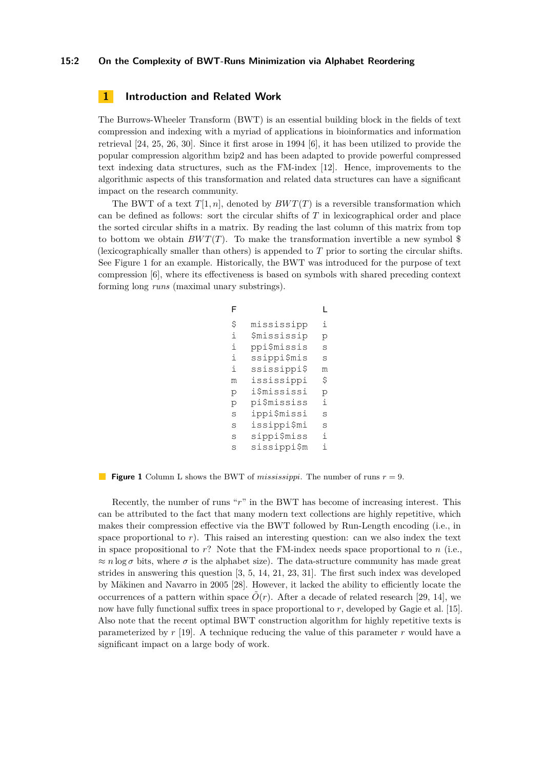## 1 Introduction and Related Work

The Burrows-Wheeler Transform (BWT) is an essential building block in the fields of text compression and indexing with a myriad of applications in bioinformatics and information retrieval [24, 25, 26, 30]. Since it first arose in 1994 [6], it has been utilized to provide the popular compression algorithm bzip2 and has been adapted to provide powerful compressed text indexing data structures, such as the FM-index [12]. Hence, improvements to the algorithmic aspects of this transformation and related data structures can have a significant impact on the research community.

The BWT of a text $T[1, n]$, denoted by $BWT(T)$ is a reversible transformation which can be defined as follows: sort the circular shifts of $T$ in lexicographical order and place the sorted circular shifts in a matrix. By reading the last column of this matrix from top to bottom we obtain $BWT(T)$. To make the transformation invertible a new symbol \$ (lexicographically smaller than others) is appended to $T$ prior to sorting the circular shifts. See Figure 1 for an example. Historically, the BWT was introduced for the purpose of text compression [6], where its effectiveness is based on symbols with shared preceding context forming long *runs* (maximal unary substrings).

```
F               L

$   mississipp  i
i   $mississip  p
i   ppi$missis  s
i   ssippi$mis  s
i   ssissippi$  m
m   ississippi  $
p   i$mississi  p
p   pi$mississ  i
s   ippi$missi  s
s   issippi$mi  s
s   sippi$miss  i
s   sissippi$m  i
```

**Figure 1** Column L shows the BWT of *mississippi*. The number of runs $r = 9$.

Recently, the number of runs "$r$" in the BWT has become of increasing interest. This can be attributed to the fact that many modern text collections are highly repetitive, which makes their compression effective via the BWT followed by Run-Length encoding (i.e., in space proportional to $r$). This raised an interesting question: can we also index the text in space propositional to $r$? Note that the FM-index needs space proportional to $n$ (i.e., $\approx n \log \sigma$ bits, where $\sigma$ is the alphabet size). The data-structure community has made great strides in answering this question [3, 5, 14, 21, 23, 31]. The first such index was developed by Mäkinen and Navarro in 2005 [28]. However, it lacked the ability to efficiently locate the occurrences of a pattern within space $\tilde{O}(r)$. After a decade of related research [29, 14], we now have fully functional suffix trees in space proportional to $r$, developed by Gagie et al. [15]. Also note that the recent optimal BWT construction algorithm for highly repetitive texts is parameterized by $r$ [19]. A technique reducing the value of this parameter $r$ would have a significant impact on a large body of work.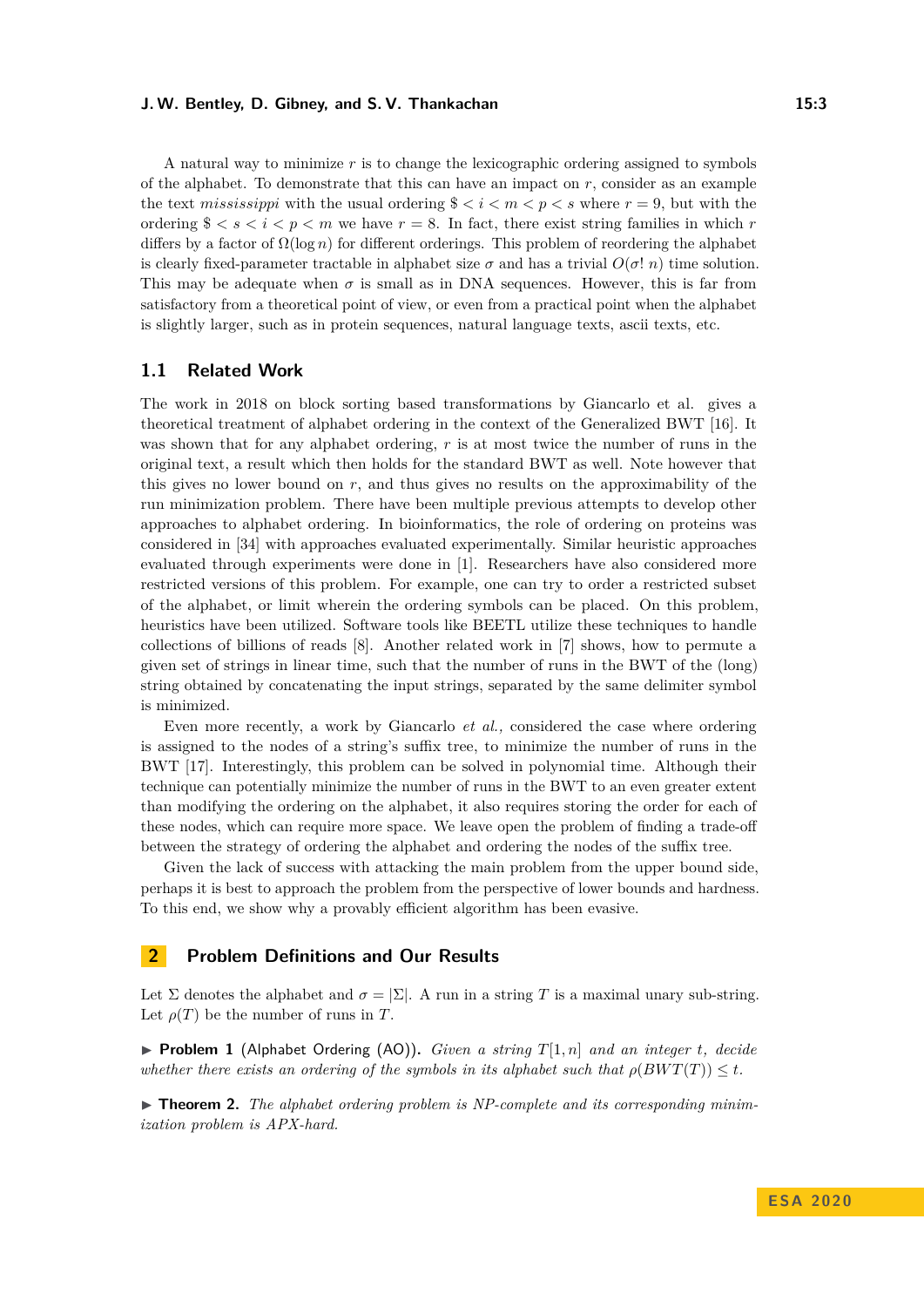A natural way to minimize $r$ is to change the lexicographic ordering assigned to symbols of the alphabet. To demonstrate that this can have an impact on $r$, consider as an example the text *mississippi* with the usual ordering $\$ < i < m < p < s$ where $r = 9$, but with the ordering $\$ < s < i < p < m$ we have $r = 8$. In fact, there exist string families in which $r$ differs by a factor of $\Omega(\log n)$ for different orderings. This problem of reordering the alphabet is clearly fixed-parameter tractable in alphabet size $\sigma$ and has a trivial $O(\sigma!\, n)$ time solution. This may be adequate when $\sigma$ is small as in DNA sequences. However, this is far from satisfactory from a theoretical point of view, or even from a practical point when the alphabet is slightly larger, such as in protein sequences, natural language texts, ascii texts, etc.

### 1.1 Related Work

The work in 2018 on block sorting based transformations by Giancarlo et al. gives a theoretical treatment of alphabet ordering in the context of the Generalized BWT [16]. It was shown that for any alphabet ordering, $r$ is at most twice the number of runs in the original text, a result which then holds for the standard BWT as well. Note however that this gives no lower bound on $r$, and thus gives no results on the approximability of the run minimization problem. There have been multiple previous attempts to develop other approaches to alphabet ordering. In bioinformatics, the role of ordering on proteins was considered in [34] with approaches evaluated experimentally. Similar heuristic approaches evaluated through experiments were done in [1]. Researchers have also considered more restricted versions of this problem. For example, one can try to order a restricted subset of the alphabet, or limit wherein the ordering symbols can be placed. On this problem, heuristics have been utilized. Software tools like BEETL utilize these techniques to handle collections of billions of reads [8]. Another related work in [7] shows, how to permute a given set of strings in linear time, such that the number of runs in the BWT of the (long) string obtained by concatenating the input strings, separated by the same delimiter symbol is minimized.

Even more recently, a work by Giancarlo *et al.,* considered the case where ordering is assigned to the nodes of a string's suffix tree, to minimize the number of runs in the BWT [17]. Interestingly, this problem can be solved in polynomial time. Although their technique can potentially minimize the number of runs in the BWT to an even greater extent than modifying the ordering on the alphabet, it also requires storing the order for each of these nodes, which can require more space. We leave open the problem of finding a trade-off between the strategy of ordering the alphabet and ordering the nodes of the suffix tree.

Given the lack of success with attacking the main problem from the upper bound side, perhaps it is best to approach the problem from the perspective of lower bounds and hardness. To this end, we show why a provably efficient algorithm has been evasive.

## 2 Problem Definitions and Our Results

Let $\Sigma$ denotes the alphabet and $\sigma = |\Sigma|$. A run in a string $T$ is a maximal unary sub-string. Let $\rho(T)$ be the number of runs in $T$.

▶ **Problem 1** (Alphabet Ordering (AO)). *Given a string $T[1, n]$ and an integer $t$, decide whether there exists an ordering of the symbols in its alphabet such that $\rho(BWT(T)) \leq t$.*

▶ **Theorem 2.** *The alphabet ordering problem is NP-complete and its corresponding minimization problem is APX-hard.*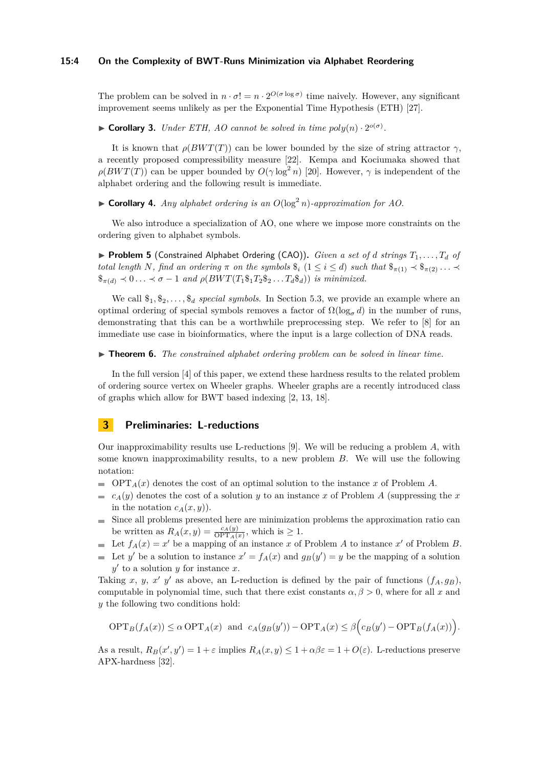The problem can be solved in $n \cdot \sigma! = n \cdot 2^{O(\sigma \log \sigma)}$ time naively. However, any significant improvement seems unlikely as per the Exponential Time Hypothesis (ETH) [27].

▶ **Corollary 3.** *Under ETH, AO cannot be solved in time $poly(n) \cdot 2^{o(\sigma)}$.*

It is known that $\rho(BWT(T))$ can be lower bounded by the size of string attractor $\gamma$, a recently proposed compressibility measure [22]. Kempa and Kociumaka showed that $\rho(BWT(T))$ can be upper bounded by $O(\gamma \log^2 n)$ [20]. However, $\gamma$ is independent of the alphabet ordering and the following result is immediate.

▶ **Corollary 4.** *Any alphabet ordering is an $O(\log^2 n)$-approximation for AO.*

We also introduce a specialization of AO, one where we impose more constraints on the ordering given to alphabet symbols.

▶ **Problem 5** (Constrained Alphabet Ordering (CAO))**.** *Given a set of $d$ strings $T_1, \ldots, T_d$ of total length $N$, find an ordering $\pi$ on the symbols $\$_i$ $(1 \le i \le d)$ such that $\$_{\pi(1)} \prec \$_{\pi(2)} \ldots \prec \$_{\pi(d)} \prec 0 \ldots \prec \sigma - 1$ and $\rho(BWT(T_1\$_1T_2\$_2 \ldots T_d\$_d))$ is minimized.*

We call $\$_1, \$_2, \ldots, \$_d$ *special symbols*. In Section 5.3, we provide an example where an optimal ordering of special symbols removes a factor of $\Omega(\log_\sigma d)$ in the number of runs, demonstrating that this can be a worthwhile preprocessing step. We refer to [8] for an immediate use case in bioinformatics, where the input is a large collection of DNA reads.

▶ **Theorem 6.** *The constrained alphabet ordering problem can be solved in linear time.*

In the full version [4] of this paper, we extend these hardness results to the related problem of ordering source vertex on Wheeler graphs. Wheeler graphs are a recently introduced class of graphs which allow for BWT based indexing [2, 13, 18].

## 3 Preliminaries: L-reductions

Our inapproximability results use L-reductions [9]. We will be reducing a problem $A$, with some known inapproximability results, to a new problem $B$. We will use the following notation:

- $\mathrm{OPT}_A(x)$ denotes the cost of an optimal solution to the instance $x$ of Problem $A$.
- $c_A(y)$ denotes the cost of a solution $y$ to an instance $x$ of Problem $A$ (suppressing the $x$ in the notation $c_A(x, y)$).
- Since all problems presented here are minimization problems the approximation ratio can be written as $R_A(x, y) = \frac{c_A(y)}{\mathrm{OPT}_A(x)}$, which is $\ge 1$.
- Let $f_A(x) = x'$ be a mapping of an instance $x$ of Problem $A$ to instance $x'$ of Problem $B$.
- Let $y'$ be a solution to instance $x' = f_A(x)$ and $g_B(y') = y$ be the mapping of a solution $y'$ to a solution $y$ for instance $x$.

Taking $x$, $y$, $x'$ $y'$ as above, an L-reduction is defined by the pair of functions $(f_A, g_B)$, computable in polynomial time, such that there exist constants $\alpha, \beta > 0$, where for all $x$ and $y$ the following two conditions hold:

$$\mathrm{OPT}_B(f_A(x)) \le \alpha \, \mathrm{OPT}_A(x) \;\; \text{and} \;\; c_A(g_B(y')) - \mathrm{OPT}_A(x) \le \beta \Big( c_B(y') - \mathrm{OPT}_B(f_A(x)) \Big).$$

As a result, $R_B(x', y') = 1 + \varepsilon$ implies $R_A(x, y) \le 1 + \alpha\beta\varepsilon = 1 + O(\varepsilon)$. L-reductions preserve APX-hardness [32].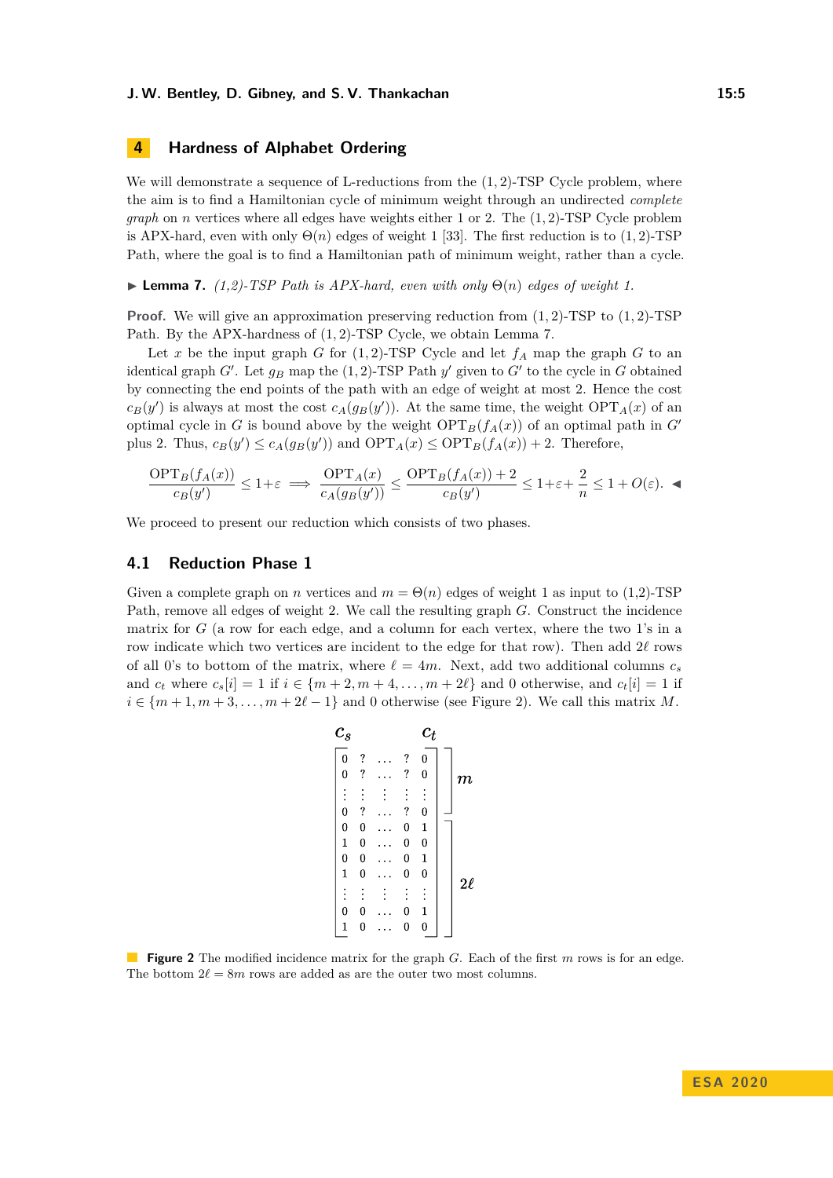## 4 Hardness of Alphabet Ordering

We will demonstrate a sequence of L-reductions from the $(1,2)$-TSP Cycle problem, where the aim is to find a Hamiltonian cycle of minimum weight through an undirected *complete graph* on $n$ vertices where all edges have weights either 1 or 2. The $(1,2)$-TSP Cycle problem is APX-hard, even with only $\Theta(n)$ edges of weight 1 [33]. The first reduction is to $(1,2)$-TSP Path, where the goal is to find a Hamiltonian path of minimum weight, rather than a cycle.

▶ **Lemma 7.** *(1,2)-TSP Path is APX-hard, even with only $\Theta(n)$ edges of weight 1.*

**Proof.** We will give an approximation preserving reduction from $(1,2)$-TSP to $(1,2)$-TSP Path. By the APX-hardness of $(1,2)$-TSP Cycle, we obtain Lemma 7.

Let $x$ be the input graph $G$ for $(1,2)$-TSP Cycle and let $f_A$ map the graph $G$ to an identical graph $G'$. Let $g_B$ map the $(1,2)$-TSP Path $y'$ given to $G'$ to the cycle in $G$ obtained by connecting the end points of the path with an edge of weight at most 2. Hence the cost $c_B(y')$ is always at most the cost $c_A(g_B(y'))$. At the same time, the weight $\mathrm{OPT}_A(x)$ of an optimal cycle in $G$ is bound above by the weight $\mathrm{OPT}_B(f_A(x))$ of an optimal path in $G'$ plus 2. Thus, $c_B(y') \leq c_A(g_B(y'))$ and $\mathrm{OPT}_A(x) \leq \mathrm{OPT}_B(f_A(x)) + 2$. Therefore,

$$\frac{\mathrm{OPT}_B(f_A(x))}{c_B(y')} \leq 1+\varepsilon \implies \frac{\mathrm{OPT}_A(x)}{c_A(g_B(y'))} \leq \frac{\mathrm{OPT}_B(f_A(x))+2}{c_B(y')} \leq 1+\varepsilon+\frac{2}{n} \leq 1+O(\varepsilon). \quad ◀$$

We proceed to present our reduction which consists of two phases.

### 4.1 Reduction Phase 1

Given a complete graph on $n$ vertices and $m = \Theta(n)$ edges of weight 1 as input to (1,2)-TSP Path, remove all edges of weight 2. We call the resulting graph $G$. Construct the incidence matrix for $G$ (a row for each edge, and a column for each vertex, where the two 1's in a row indicate which two vertices are incident to the edge for that row). Then add $2\ell$ rows of all 0's to bottom of the matrix, where $\ell = 4m$. Next, add two additional columns $c_s$ and $c_t$ where $c_s[i] = 1$ if $i \in \{m+2, m+4, \ldots, m+2\ell\}$ and 0 otherwise, and $c_t[i] = 1$ if $i \in \{m+1, m+3, \ldots, m+2\ell-1\}$ and 0 otherwise (see Figure 2). We call this matrix $M$.

$$\begin{array}{c} \begin{array}{ccccc} c_s & & & & c_t \end{array} \\ \left[\begin{array}{ccccc} 0 & ? & \ldots & ? & 0 \\ 0 & ? & \ldots & ? & 0 \\ \vdots & \vdots & \vdots & \vdots & \vdots \\ 0 & ? & \ldots & ? & 0 \\ 0 & 0 & \ldots & 0 & 1 \\ 1 & 0 & \ldots & 0 & 0 \\ 0 & 0 & \ldots & 0 & 1 \\ 1 & 0 & \ldots & 0 & 0 \\ \vdots & \vdots & \vdots & \vdots & \vdots \\ 0 & 0 & \ldots & 0 & 1 \\ 1 & 0 & \ldots & 0 & 0 \end{array}\right] \begin{array}{l} \left.\vphantom{\begin{array}{c}0\\0\\\vdots\\0\end{array}}\right\} m \\ \left.\vphantom{\begin{array}{c}0\\1\\0\\1\\\vdots\\0\\1\end{array}}\right\} 2\ell \end{array} \end{array}$$

**Figure 2** The modified incidence matrix for the graph $G$. Each of the first $m$ rows is for an edge. The bottom $2\ell = 8m$ rows are added as are the outer two most columns.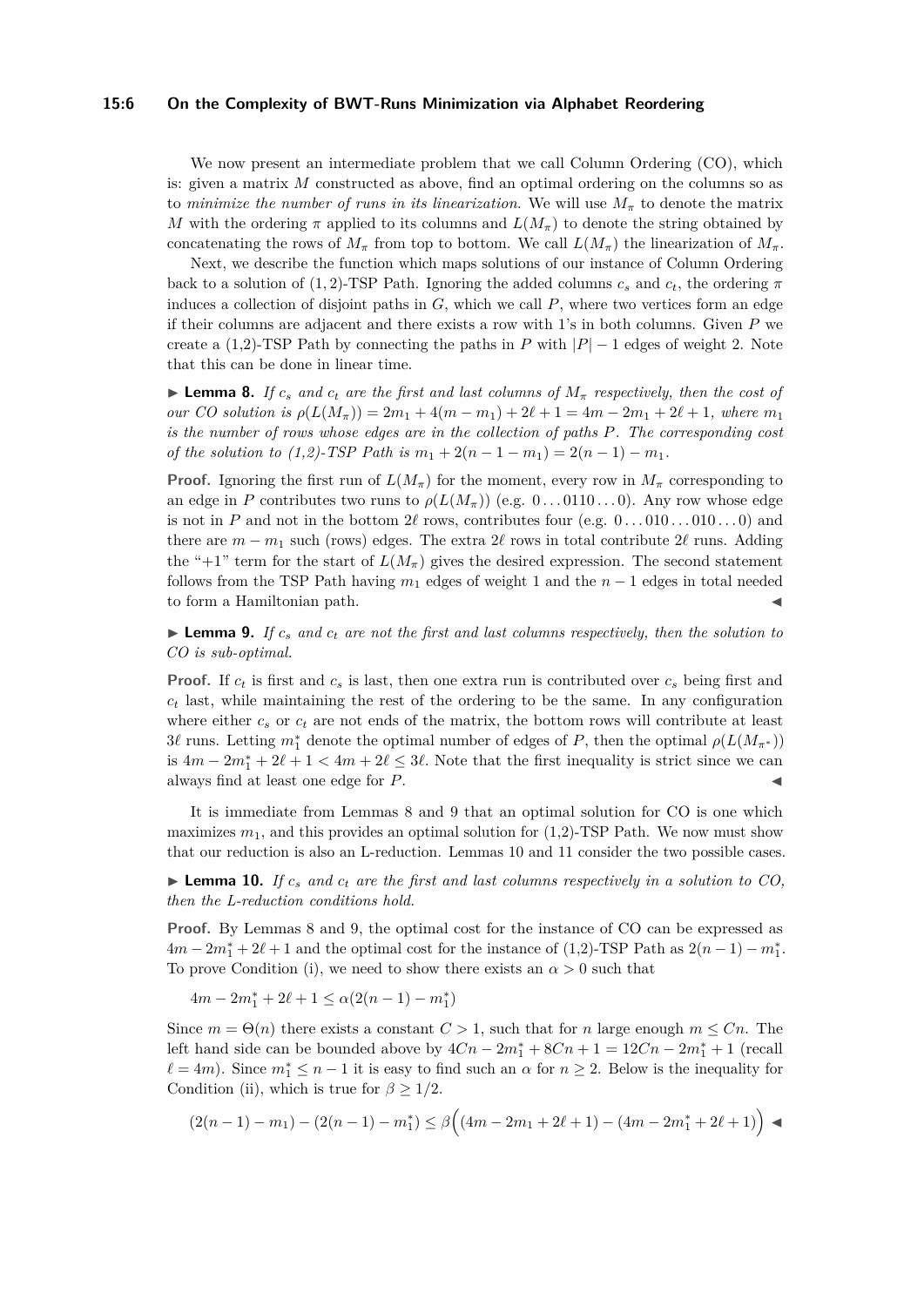We now present an intermediate problem that we call Column Ordering (CO), which is: given a matrix $M$ constructed as above, find an optimal ordering on the columns so as to *minimize the number of runs in its linearization*. We will use $M_\pi$ to denote the matrix $M$ with the ordering $\pi$ applied to its columns and $L(M_\pi)$ to denote the string obtained by concatenating the rows of $M_\pi$ from top to bottom. We call $L(M_\pi)$ the linearization of $M_\pi$.

Next, we describe the function which maps solutions of our instance of Column Ordering back to a solution of $(1,2)$-TSP Path. Ignoring the added columns $c_s$ and $c_t$, the ordering $\pi$ induces a collection of disjoint paths in $G$, which we call $P$, where two vertices form an edge if their columns are adjacent and there exists a row with 1's in both columns. Given $P$ we create a (1,2)-TSP Path by connecting the paths in $P$ with $|P|-1$ edges of weight 2. Note that this can be done in linear time.

▶ **Lemma 8.** *If $c_s$ and $c_t$ are the first and last columns of $M_\pi$ respectively, then the cost of our CO solution is $\rho(L(M_\pi)) = 2m_1 + 4(m - m_1) + 2\ell + 1 = 4m - 2m_1 + 2\ell + 1$, where $m_1$ is the number of rows whose edges are in the collection of paths $P$. The corresponding cost of the solution to (1,2)-TSP Path is $m_1 + 2(n - 1 - m_1) = 2(n-1) - m_1$.*

**Proof.** Ignoring the first run of $L(M_\pi)$ for the moment, every row in $M_\pi$ corresponding to an edge in $P$ contributes two runs to $\rho(L(M_\pi))$ (e.g. $0\dots0110\dots0$). Any row whose edge is not in $P$ and not in the bottom $2\ell$ rows, contributes four (e.g. $0\dots010\dots010\dots0$) and there are $m - m_1$ such (rows) edges. The extra $2\ell$ rows in total contribute $2\ell$ runs. Adding the "+1" term for the start of $L(M_\pi)$ gives the desired expression. The second statement follows from the TSP Path having $m_1$ edges of weight 1 and the $n-1$ edges in total needed to form a Hamiltonian path. ◀

▶ **Lemma 9.** *If $c_s$ and $c_t$ are not the first and last columns respectively, then the solution to CO is sub-optimal.*

**Proof.** If $c_t$ is first and $c_s$ is last, then one extra run is contributed over $c_s$ being first and $c_t$ last, while maintaining the rest of the ordering to be the same. In any configuration where either $c_s$ or $c_t$ are not ends of the matrix, the bottom rows will contribute at least $3\ell$ runs. Letting $m_1^*$ denote the optimal number of edges of $P$, then the optimal $\rho(L(M_{\pi^*}))$ is $4m - 2m_1^* + 2\ell + 1 < 4m + 2\ell \le 3\ell$. Note that the first inequality is strict since we can always find at least one edge for $P$. ◀

It is immediate from Lemmas 8 and 9 that an optimal solution for CO is one which maximizes $m_1$, and this provides an optimal solution for (1,2)-TSP Path. We now must show that our reduction is also an L-reduction. Lemmas 10 and 11 consider the two possible cases.

▶ **Lemma 10.** *If $c_s$ and $c_t$ are the first and last columns respectively in a solution to CO, then the L-reduction conditions hold.*

**Proof.** By Lemmas 8 and 9, the optimal cost for the instance of CO can be expressed as $4m - 2m_1^* + 2\ell + 1$ and the optimal cost for the instance of (1,2)-TSP Path as $2(n-1) - m_1^*$. To prove Condition (i), we need to show there exists an $\alpha > 0$ such that

$$4m - 2m_1^* + 2\ell + 1 \le \alpha(2(n-1) - m_1^*)$$

Since $m = \Theta(n)$ there exists a constant $C > 1$, such that for $n$ large enough $m \le Cn$. The left hand side can be bounded above by $4Cn - 2m_1^* + 8Cn + 1 = 12Cn - 2m_1^* + 1$ (recall $\ell = 4m$). Since $m_1^* \le n-1$ it is easy to find such an $\alpha$ for $n \ge 2$. Below is the inequality for Condition (ii), which is true for $\beta \ge 1/2$.

$$(2(n-1) - m_1) - (2(n-1) - m_1^*) \le \beta\Big((4m - 2m_1 + 2\ell + 1) - (4m - 2m_1^* + 2\ell + 1)\Big) \quad ◀$$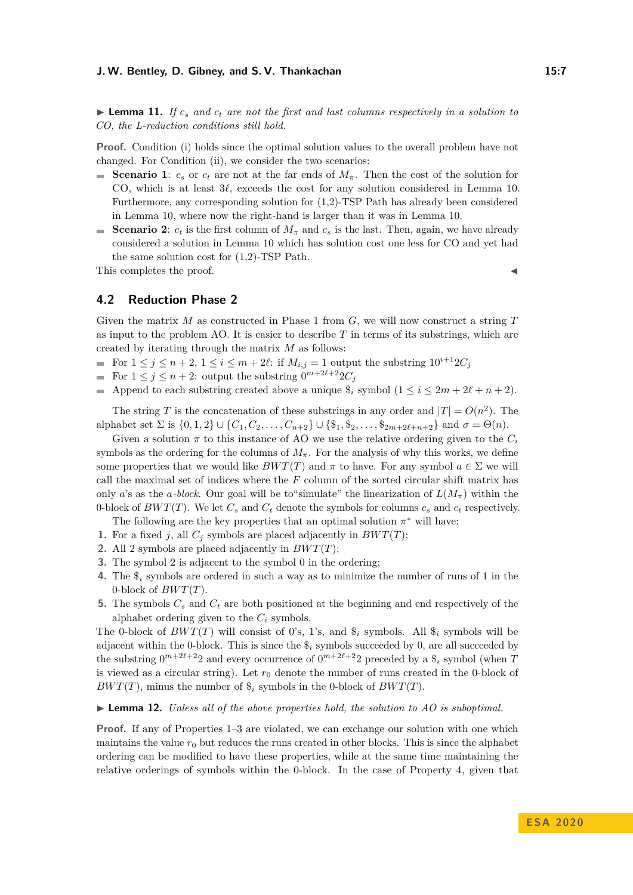▶ **Lemma 11.** *If $c_s$ and $c_t$ are not the first and last columns respectively in a solution to CO, the L-reduction conditions still hold.*

**Proof.** Condition (i) holds since the optimal solution values to the overall problem have not changed. For Condition (ii), we consider the two scenarios:

- **Scenario 1**: $c_s$ or $c_t$ are not at the far ends of $M_\pi$. Then the cost of the solution for CO, which is at least $3\ell$, exceeds the cost for any solution considered in Lemma 10. Furthermore, any corresponding solution for (1,2)-TSP Path has already been considered in Lemma 10, where now the right-hand is larger than it was in Lemma 10.
- **Scenario 2**: $c_t$ is the first column of $M_\pi$ and $c_s$ is the last. Then, again, we have already considered a solution in Lemma 10 which has solution cost one less for CO and yet had the same solution cost for (1,2)-TSP Path.

This completes the proof. ◀

## 4.2 Reduction Phase 2

Given the matrix $M$ as constructed in Phase 1 from $G$, we will now construct a string $T$ as input to the problem AO. It is easier to describe $T$ in terms of its substrings, which are created by iterating through the matrix $M$ as follows:

- For $1 \leq j \leq n+2$, $1 \leq i \leq m+2\ell$: if $M_{i,j} = 1$ output the substring $10^{i+1}2C_j$
- For $1 \leq j \leq n+2$: output the substring $0^{m+2\ell+2}2C_j$
- Append to each substring created above a unique $\$_i$ symbol $(1 \leq i \leq 2m+2\ell+n+2)$.

The string $T$ is the concatenation of these substrings in any order and $|T| = O(n^2)$. The alphabet set $\Sigma$ is $\{0,1,2\} \cup \{C_1, C_2, \ldots, C_{n+2}\} \cup \{\$_1, \$_2, \ldots, \$_{2m+2\ell+n+2}\}$ and $\sigma = \Theta(n)$.

Given a solution $\pi$ to this instance of AO we use the relative ordering given to the $C_i$ symbols as the ordering for the columns of $M_\pi$. For the analysis of why this works, we define some properties that we would like $BWT(T)$ and $\pi$ to have. For any symbol $a \in \Sigma$ we will call the maximal set of indices where the $F$ column of the sorted circular shift matrix has only $a$'s as the *$a$-block*. Our goal will be to"simulate" the linearization of $L(M_\pi)$ within the 0-block of $BWT(T)$. We let $C_s$ and $C_t$ denote the symbols for columns $c_s$ and $c_t$ respectively.

The following are the key properties that an optimal solution $\pi^*$ will have:

1. For a fixed $j$, all $C_j$ symbols are placed adjacently in $BWT(T)$;
2. All 2 symbols are placed adjacently in $BWT(T)$;
3. The symbol 2 is adjacent to the symbol 0 in the ordering;
4. The $\$_i$ symbols are ordered in such a way as to minimize the number of runs of 1 in the 0-block of $BWT(T)$.
5. The symbols $C_s$ and $C_t$ are both positioned at the beginning and end respectively of the alphabet ordering given to the $C_i$ symbols.

The 0-block of $BWT(T)$ will consist of 0's, 1's, and $\$_i$ symbols. All $\$_i$ symbols will be adjacent within the 0-block. This is since the $\$_i$ symbols succeeded by 0, are all succeeded by the substring $0^{m+2\ell+2}2$ and every occurrence of $0^{m+2\ell+2}2$ preceded by a $\$_i$ symbol (when $T$ is viewed as a circular string). Let $r_0$ denote the number of runs created in the 0-block of $BWT(T)$, minus the number of $\$_i$ symbols in the 0-block of $BWT(T)$.

▶ **Lemma 12.** *Unless all of the above properties hold, the solution to AO is suboptimal.*

**Proof.** If any of Properties 1–3 are violated, we can exchange our solution with one which maintains the value $r_0$ but reduces the runs created in other blocks. This is since the alphabet ordering can be modified to have these properties, while at the same time maintaining the relative orderings of symbols within the 0-block. In the case of Property 4, given that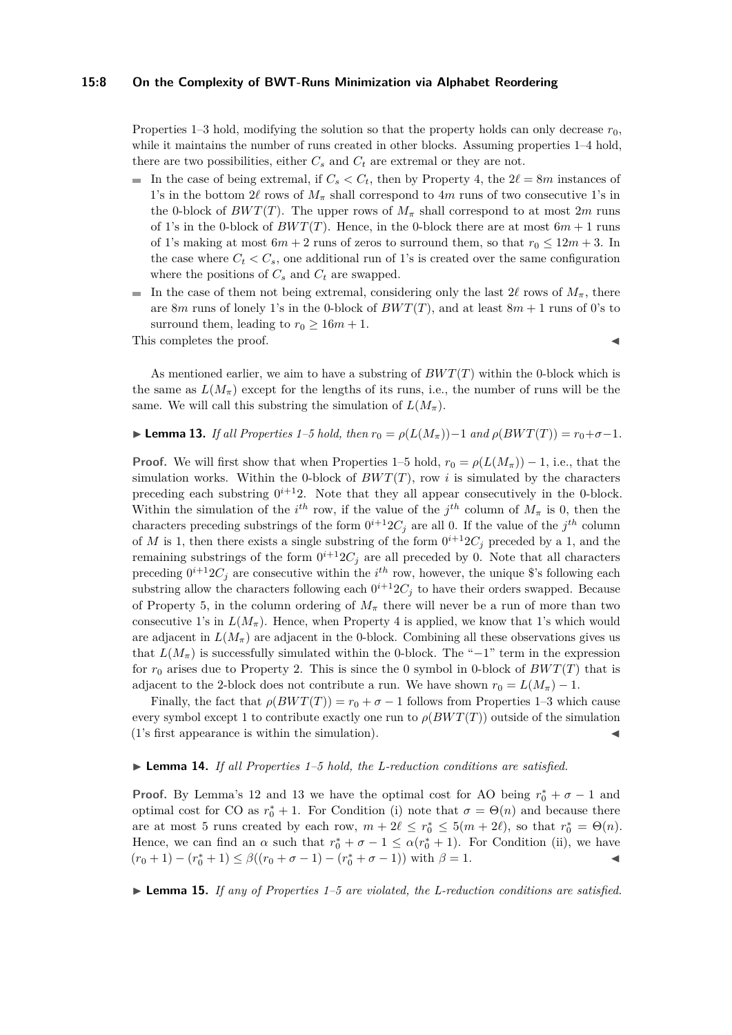Properties 1–3 hold, modifying the solution so that the property holds can only decrease $r_0$, while it maintains the number of runs created in other blocks. Assuming properties 1–4 hold, there are two possibilities, either $C_s$ and $C_t$ are extremal or they are not.

- In the case of being extremal, if $C_s < C_t$, then by Property 4, the $2\ell = 8m$ instances of 1's in the bottom $2\ell$ rows of $M_\pi$ shall correspond to $4m$ runs of two consecutive 1's in the 0-block of $BWT(T)$. The upper rows of $M_\pi$ shall correspond to at most $2m$ runs of 1's in the 0-block of $BWT(T)$. Hence, in the 0-block there are at most $6m+1$ runs of 1's making at most $6m+2$ runs of zeros to surround them, so that $r_0 \leq 12m+3$. In the case where $C_t < C_s$, one additional run of 1's is created over the same configuration where the positions of $C_s$ and $C_t$ are swapped.
- In the case of them not being extremal, considering only the last $2\ell$ rows of $M_\pi$, there are $8m$ runs of lonely 1's in the 0-block of $BWT(T)$, and at least $8m+1$ runs of 0's to surround them, leading to $r_0 \geq 16m+1$.

This completes the proof. ◀

As mentioned earlier, we aim to have a substring of $BWT(T)$ within the 0-block which is the same as $L(M_\pi)$ except for the lengths of its runs, i.e., the number of runs will be the same. We will call this substring the simulation of $L(M_\pi)$.

▶ **Lemma 13.** *If all Properties 1–5 hold, then $r_0 = \rho(L(M_\pi))-1$ and $\rho(BWT(T)) = r_0+\sigma-1$.*

**Proof.** We will first show that when Properties 1–5 hold, $r_0 = \rho(L(M_\pi)) - 1$, i.e., that the simulation works. Within the 0-block of $BWT(T)$, row $i$ is simulated by the characters preceding each substring $0^{i+1}2$. Note that they all appear consecutively in the 0-block. Within the simulation of the $i^{th}$ row, if the value of the $j^{th}$ column of $M_\pi$ is 0, then the characters preceding substrings of the form $0^{i+1}2C_j$ are all 0. If the value of the $j^{th}$ column of $M$ is 1, then there exists a single substring of the form $0^{i+1}2C_j$ preceded by a 1, and the remaining substrings of the form $0^{i+1}2C_j$ are all preceded by 0. Note that all characters preceding $0^{i+1}2C_j$ are consecutive within the $i^{th}$ row, however, the unique \$'s following each substring allow the characters following each $0^{i+1}2C_j$ to have their orders swapped. Because of Property 5, in the column ordering of $M_\pi$ there will never be a run of more than two consecutive 1's in $L(M_\pi)$. Hence, when Property 4 is applied, we know that 1's which would are adjacent in $L(M_\pi)$ are adjacent in the 0-block. Combining all these observations gives us that $L(M_\pi)$ is successfully simulated within the 0-block. The "$-1$" term in the expression for $r_0$ arises due to Property 2. This is since the 0 symbol in 0-block of $BWT(T)$ that is adjacent to the 2-block does not contribute a run. We have shown $r_0 = L(M_\pi) - 1$.

Finally, the fact that $\rho(BWT(T)) = r_0 + \sigma - 1$ follows from Properties 1–3 which cause every symbol except 1 to contribute exactly one run to $\rho(BWT(T))$ outside of the simulation (1's first appearance is within the simulation). ◀

▶ **Lemma 14.** *If all Properties 1–5 hold, the L-reduction conditions are satisfied.*

**Proof.** By Lemma's 12 and 13 we have the optimal cost for AO being $r_0^* + \sigma - 1$ and optimal cost for CO as $r_0^* + 1$. For Condition (i) note that $\sigma = \Theta(n)$ and because there are at most 5 runs created by each row, $m + 2\ell \leq r_0^* \leq 5(m + 2\ell)$, so that $r_0^* = \Theta(n)$. Hence, we can find an $\alpha$ such that $r_0^* + \sigma - 1 \leq \alpha(r_0^* + 1)$. For Condition (ii), we have $(r_0 + 1) - (r_0^* + 1) \leq \beta((r_0 + \sigma - 1) - (r_0^* + \sigma - 1))$ with $\beta = 1$. ◀

▶ **Lemma 15.** *If any of Properties 1–5 are violated, the L-reduction conditions are satisfied.*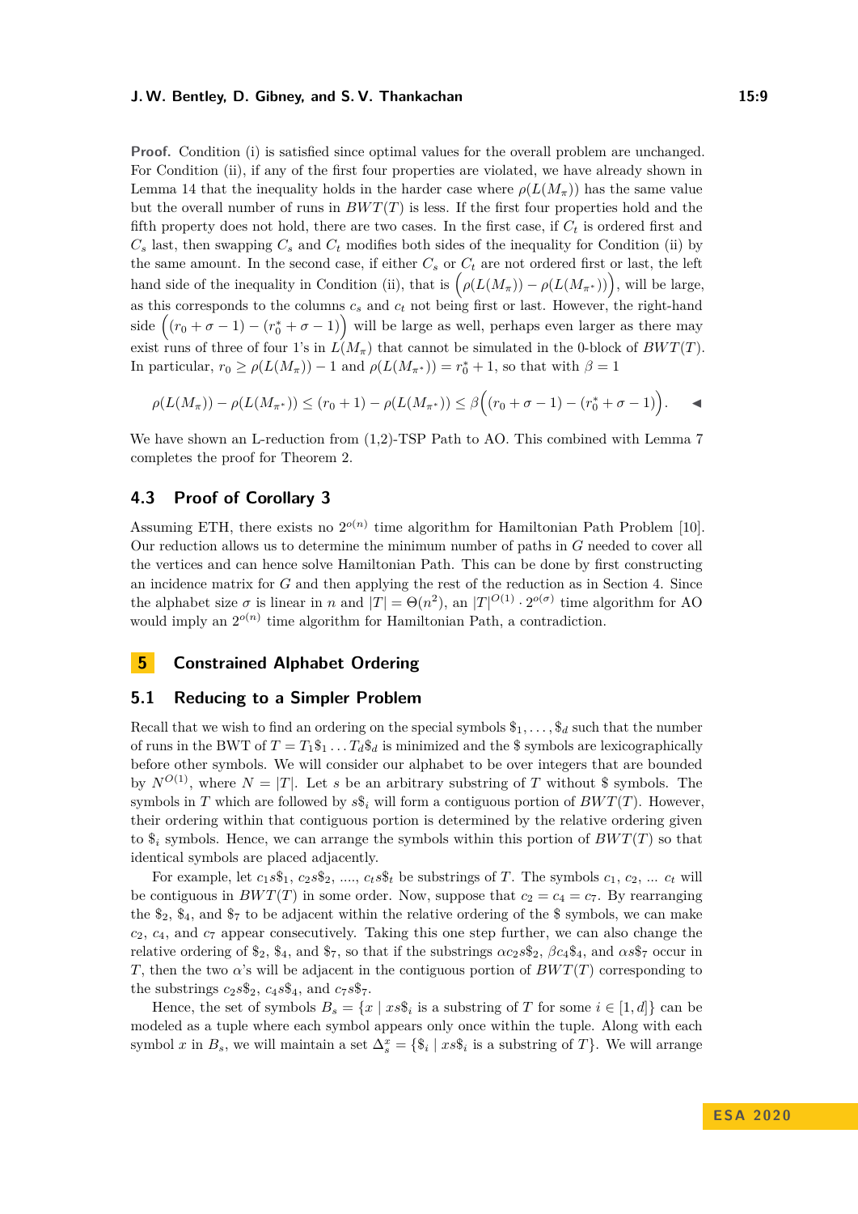**Proof.** Condition (i) is satisfied since optimal values for the overall problem are unchanged. For Condition (ii), if any of the first four properties are violated, we have already shown in Lemma 14 that the inequality holds in the harder case where $\rho(L(M_\pi))$ has the same value but the overall number of runs in $BWT(T)$ is less. If the first four properties hold and the fifth property does not hold, there are two cases. In the first case, if $C_t$ is ordered first and $C_s$ last, then swapping $C_s$ and $C_t$ modifies both sides of the inequality for Condition (ii) by the same amount. In the second case, if either $C_s$ or $C_t$ are not ordered first or last, the left hand side of the inequality in Condition (ii), that is $\Big(\rho(L(M_\pi)) - \rho(L(M_{\pi^*}))\Big)$, will be large, as this corresponds to the columns $c_s$ and $c_t$ not being first or last. However, the right-hand side $\Big((r_0 + \sigma - 1) - (r_0^* + \sigma - 1)\Big)$ will be large as well, perhaps even larger as there may exist runs of three of four 1's in $L(M_\pi)$ that cannot be simulated in the 0-block of $BWT(T)$. In particular, $r_0 \geq \rho(L(M_\pi)) - 1$ and $\rho(L(M_{\pi^*})) = r_0^* + 1$, so that with $\beta = 1$

$$\rho(L(M_\pi)) - \rho(L(M_{\pi^*})) \leq (r_0 + 1) - \rho(L(M_{\pi^*})) \leq \beta\Big((r_0 + \sigma - 1) - (r_0^* + \sigma - 1)\Big). \qquad ◀$$

We have shown an L-reduction from (1,2)-TSP Path to AO. This combined with Lemma 7 completes the proof for Theorem 2.

## 4.3 Proof of Corollary 3

Assuming ETH, there exists no $2^{o(n)}$ time algorithm for Hamiltonian Path Problem [10]. Our reduction allows us to determine the minimum number of paths in $G$ needed to cover all the vertices and can hence solve Hamiltonian Path. This can be done by first constructing an incidence matrix for $G$ and then applying the rest of the reduction as in Section 4. Since the alphabet size $\sigma$ is linear in $n$ and $|T| = \Theta(n^2)$, an $|T|^{O(1)} \cdot 2^{o(\sigma)}$ time algorithm for AO would imply an $2^{o(n)}$ time algorithm for Hamiltonian Path, a contradiction.

# 5 Constrained Alphabet Ordering

## 5.1 Reducing to a Simpler Problem

Recall that we wish to find an ordering on the special symbols $\$_1, \ldots, \$_d$ such that the number of runs in the BWT of $T = T_1\$_1 \ldots T_d\$_d$ is minimized and the \$ symbols are lexicographically before other symbols. We will consider our alphabet to be over integers that are bounded by $N^{O(1)}$, where $N = |T|$. Let $s$ be an arbitrary substring of $T$ without \$ symbols. The symbols in $T$ which are followed by $s\$_i$ will form a contiguous portion of $BWT(T)$. However, their ordering within that contiguous portion is determined by the relative ordering given to $\$_i$ symbols. Hence, we can arrange the symbols within this portion of $BWT(T)$ so that identical symbols are placed adjacently.

For example, let $c_1s\$_1$, $c_2s\$_2$, ...., $c_ts\$_t$ be substrings of $T$. The symbols $c_1$, $c_2$, ... $c_t$ will be contiguous in $BWT(T)$ in some order. Now, suppose that $c_2 = c_4 = c_7$. By rearranging the $\$_2$, $\$_4$, and $\$_7$ to be adjacent within the relative ordering of the \$ symbols, we can make $c_2$, $c_4$, and $c_7$ appear consecutively. Taking this one step further, we can also change the relative ordering of $\$_2$, $\$_4$, and $\$_7$, so that if the substrings $\alpha c_2 s\$_2$, $\beta c_4\$_4$, and $\alpha s\$_7$ occur in $T$, then the two $\alpha$'s will be adjacent in the contiguous portion of $BWT(T)$ corresponding to the substrings $c_2s\$_2$, $c_4s\$_4$, and $c_7s\$_7$.

Hence, the set of symbols $B_s = \{x \mid xs\$_i$ is a substring of $T$ for some $i \in [1, d]\}$ can be modeled as a tuple where each symbol appears only once within the tuple. Along with each symbol $x$ in $B_s$, we will maintain a set $\Delta_s^x = \{\$_i \mid xs\$_i$ is a substring of $T\}$. We will arrange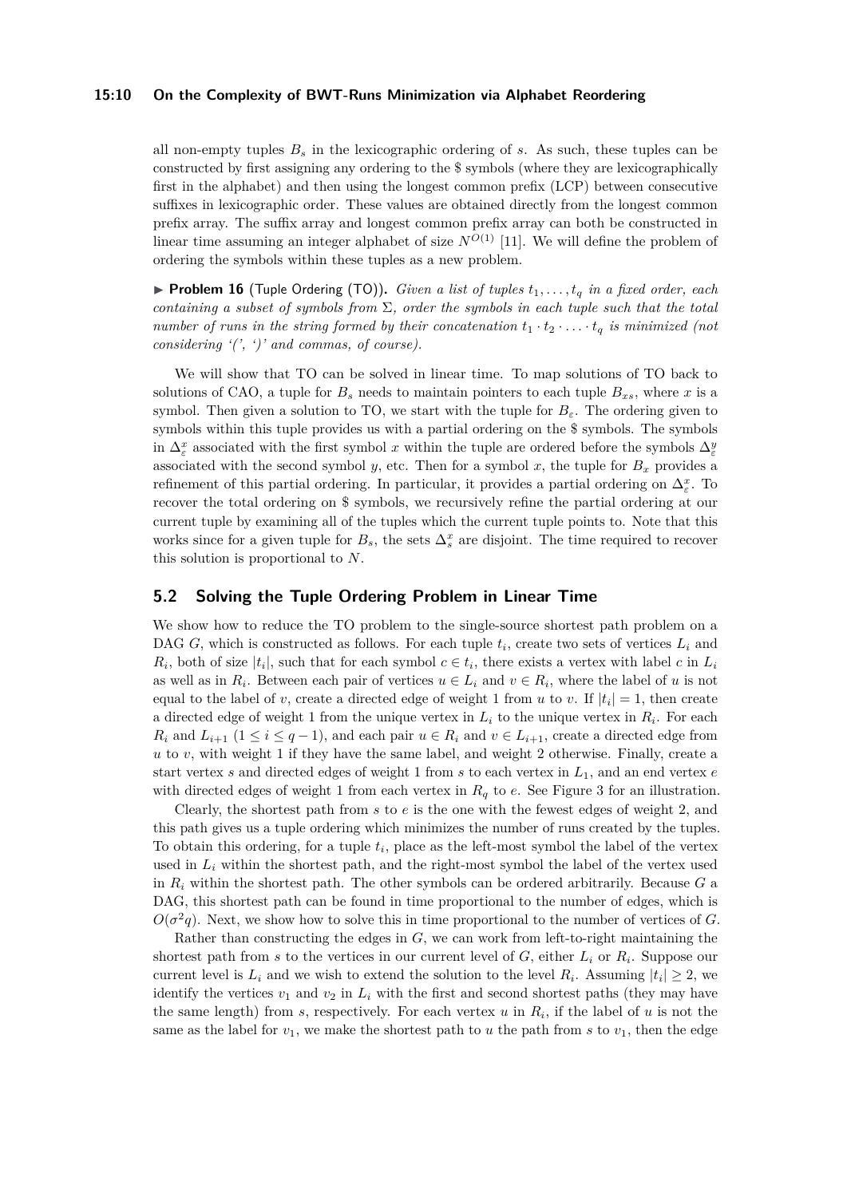all non-empty tuples $B_s$ in the lexicographic ordering of $s$. As such, these tuples can be constructed by first assigning any ordering to the \$ symbols (where they are lexicographically first in the alphabet) and then using the longest common prefix (LCP) between consecutive suffixes in lexicographic order. These values are obtained directly from the longest common prefix array. The suffix array and longest common prefix array can both be constructed in linear time assuming an integer alphabet of size $N^{O(1)}$ [11]. We will define the problem of ordering the symbols within these tuples as a new problem.

▶ **Problem 16** (Tuple Ordering (TO))**.** *Given a list of tuples $t_1, \ldots, t_q$ in a fixed order, each containing a subset of symbols from $\Sigma$, order the symbols in each tuple such that the total number of runs in the string formed by their concatenation $t_1 \cdot t_2 \cdot \ldots \cdot t_q$ is minimized (not considering '(', ')' and commas, of course).*

We will show that TO can be solved in linear time. To map solutions of TO back to solutions of CAO, a tuple for $B_s$ needs to maintain pointers to each tuple $B_{xs}$, where $x$ is a symbol. Then given a solution to TO, we start with the tuple for $B_\varepsilon$. The ordering given to symbols within this tuple provides us with a partial ordering on the \$ symbols. The symbols in $\Delta^x_\varepsilon$ associated with the first symbol $x$ within the tuple are ordered before the symbols $\Delta^y_\varepsilon$ associated with the second symbol $y$, etc. Then for a symbol $x$, the tuple for $B_x$ provides a refinement of this partial ordering. In particular, it provides a partial ordering on $\Delta^x_\varepsilon$. To recover the total ordering on \$ symbols, we recursively refine the partial ordering at our current tuple by examining all of the tuples which the current tuple points to. Note that this works since for a given tuple for $B_s$, the sets $\Delta^x_s$ are disjoint. The time required to recover this solution is proportional to $N$.

## 5.2 Solving the Tuple Ordering Problem in Linear Time

We show how to reduce the TO problem to the single-source shortest path problem on a DAG $G$, which is constructed as follows. For each tuple $t_i$, create two sets of vertices $L_i$ and $R_i$, both of size $|t_i|$, such that for each symbol $c \in t_i$, there exists a vertex with label $c$ in $L_i$ as well as in $R_i$. Between each pair of vertices $u \in L_i$ and $v \in R_i$, where the label of $u$ is not equal to the label of $v$, create a directed edge of weight 1 from $u$ to $v$. If $|t_i| = 1$, then create a directed edge of weight 1 from the unique vertex in $L_i$ to the unique vertex in $R_i$. For each $R_i$ and $L_{i+1}$ $(1 \leq i \leq q-1)$, and each pair $u \in R_i$ and $v \in L_{i+1}$, create a directed edge from $u$ to $v$, with weight 1 if they have the same label, and weight 2 otherwise. Finally, create a start vertex $s$ and directed edges of weight 1 from $s$ to each vertex in $L_1$, and an end vertex $e$ with directed edges of weight 1 from each vertex in $R_q$ to $e$. See Figure 3 for an illustration.

Clearly, the shortest path from $s$ to $e$ is the one with the fewest edges of weight 2, and this path gives us a tuple ordering which minimizes the number of runs created by the tuples. To obtain this ordering, for a tuple $t_i$, place as the left-most symbol the label of the vertex used in $L_i$ within the shortest path, and the right-most symbol the label of the vertex used in $R_i$ within the shortest path. The other symbols can be ordered arbitrarily. Because $G$ a DAG, this shortest path can be found in time proportional to the number of edges, which is $O(\sigma^2 q)$. Next, we show how to solve this in time proportional to the number of vertices of $G$.

Rather than constructing the edges in $G$, we can work from left-to-right maintaining the shortest path from $s$ to the vertices in our current level of $G$, either $L_i$ or $R_i$. Suppose our current level is $L_i$ and we wish to extend the solution to the level $R_i$. Assuming $|t_i| \geq 2$, we identify the vertices $v_1$ and $v_2$ in $L_i$ with the first and second shortest paths (they may have the same length) from $s$, respectively. For each vertex $u$ in $R_i$, if the label of $u$ is not the same as the label for $v_1$, we make the shortest path to $u$ the path from $s$ to $v_1$, then the edge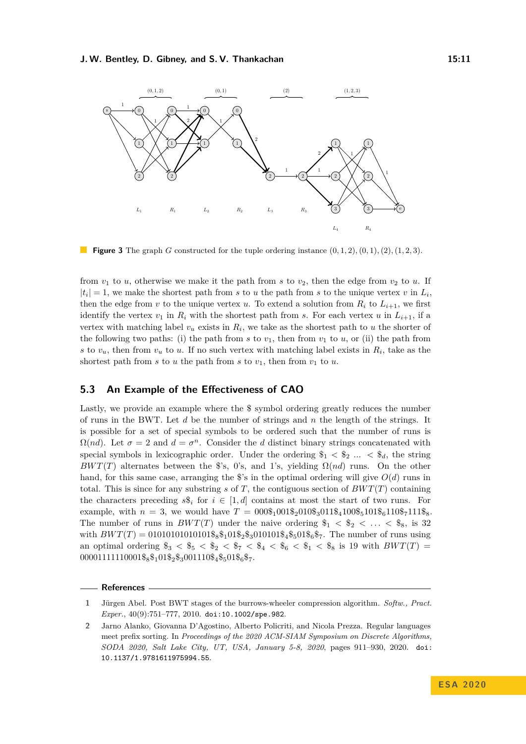**Figure 3** The graph $G$ constructed for the tuple ordering instance $(0, 1, 2), (0, 1), (2), (1, 2, 3)$.

from $v_1$ to $u$, otherwise we make it the path from $s$ to $v_2$, then the edge from $v_2$ to $u$. If $|t_i| = 1$, we make the shortest path from $s$ to $u$ the path from $s$ to the unique vertex $v$ in $L_i$, then the edge from $v$ to the unique vertex $u$. To extend a solution from $R_i$ to $L_{i+1}$, we first identify the vertex $v_1$ in $R_i$ with the shortest path from $s$. For each vertex $u$ in $L_{i+1}$, if a vertex with matching label $v_u$ exists in $R_i$, we take as the shortest path to $u$ the shorter of the following two paths: (i) the path from $s$ to $v_1$, then from $v_1$ to $u$, or (ii) the path from $s$ to $v_u$, then from $v_u$ to $u$. If no such vertex with matching label exists in $R_i$, take as the shortest path from $s$ to $u$ the path from $s$ to $v_1$, then from $v_1$ to $u$.

## 5.3 An Example of the Effectiveness of CAO

Lastly, we provide an example where the \$ symbol ordering greatly reduces the number of runs in the BWT. Let $d$ be the number of strings and $n$ the length of the strings. It is possible for a set of special symbols to be ordered such that the number of runs is $\Omega(nd)$. Let $\sigma = 2$ and $d = \sigma^n$. Consider the $d$ distinct binary strings concatenated with special symbols in lexicographic order. Under the ordering $\$_1 < \$_2 \ldots < \$_d$, the string $BWT(T)$ alternates between the \$'s, 0's, and 1's, yielding $\Omega(nd)$ runs. On the other hand, for this same case, arranging the \$'s in the optimal ordering will give $O(d)$ runs in total. This is since for any substring $s$ of $T$, the contiguous section of $BWT(T)$ containing the characters preceding $s\$_i$ for $i \in [1, d]$ contains at most the start of two runs. For example, with $n = 3$, we would have $T = 000\$_1001\$_2010\$_3011\$_4100\$_5101\$_6110\$_7111\$_8$. The number of runs in $BWT(T)$ under the naive ordering $\$_1 < \$_2 < \ldots < \$_8$, is 32 with $BWT(T) = 01010101010101\$_8\$_101\$_2\$_3010101\$_4\$_501\$_6\$_7$. The number of runs using an optimal ordering $\$_3 < \$_5 < \$_2 < \$_7 < \$_4 < \$_6 < \$_1 < \$_8$ is 19 with $BWT(T) = 00001111110001\$_8\$_101\$_2\$_3001110\$_4\$_501\$_6\$_7$.

## References

1. Jürgen Abel. Post BWT stages of the burrows-wheeler compression algorithm. *Softw., Pract. Exper.*, 40(9):751–777, 2010. doi:10.1002/spe.982.
2. Jarno Alanko, Giovanna D'Agostino, Alberto Policriti, and Nicola Prezza. Regular languages meet prefix sorting. In *Proceedings of the 2020 ACM-SIAM Symposium on Discrete Algorithms, SODA 2020, Salt Lake City, UT, USA, January 5-8, 2020*, pages 911–930, 2020. doi:10.1137/1.9781611975994.55.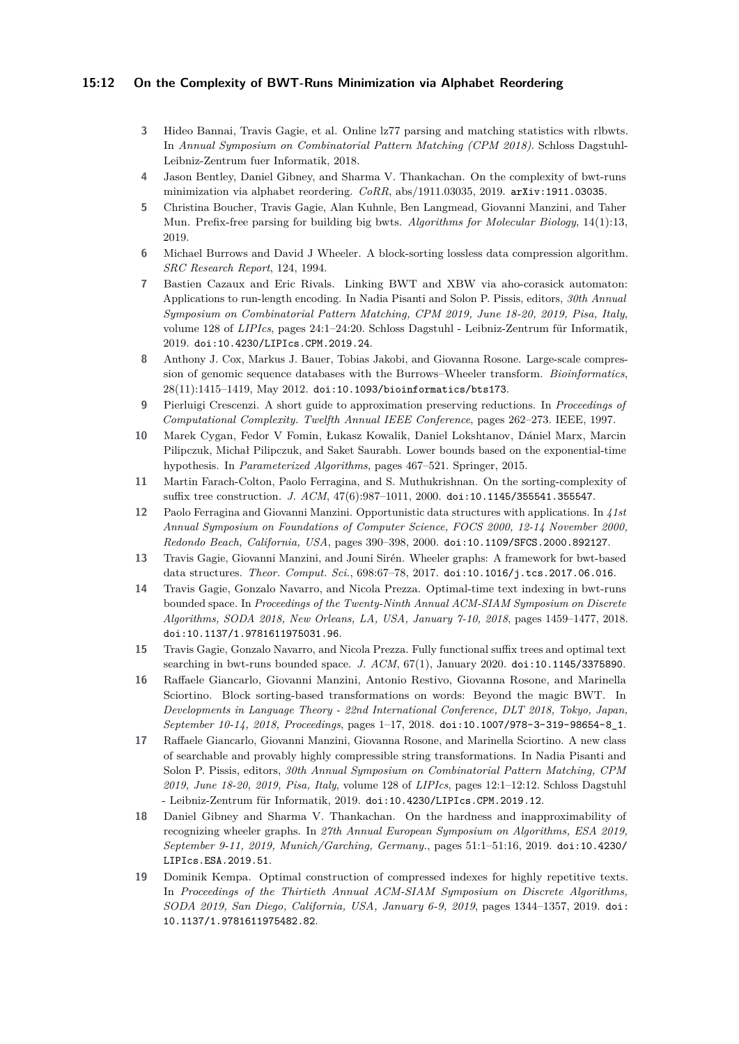3. Hideo Bannai, Travis Gagie, et al. Online lz77 parsing and matching statistics with rlbwts. In *Annual Symposium on Combinatorial Pattern Matching (CPM 2018)*. Schloss Dagstuhl-Leibniz-Zentrum fuer Informatik, 2018.
4. Jason Bentley, Daniel Gibney, and Sharma V. Thankachan. On the complexity of bwt-runs minimization via alphabet reordering. *CoRR*, abs/1911.03035, 2019. arXiv:1911.03035.
5. Christina Boucher, Travis Gagie, Alan Kuhnle, Ben Langmead, Giovanni Manzini, and Taher Mun. Prefix-free parsing for building big bwts. *Algorithms for Molecular Biology*, 14(1):13, 2019.
6. Michael Burrows and David J Wheeler. A block-sorting lossless data compression algorithm. *SRC Research Report*, 124, 1994.
7. Bastien Cazaux and Eric Rivals. Linking BWT and XBW via aho-corasick automaton: Applications to run-length encoding. In Nadia Pisanti and Solon P. Pissis, editors, *30th Annual Symposium on Combinatorial Pattern Matching, CPM 2019, June 18-20, 2019, Pisa, Italy*, volume 128 of *LIPIcs*, pages 24:1–24:20. Schloss Dagstuhl - Leibniz-Zentrum für Informatik, 2019. doi:10.4230/LIPIcs.CPM.2019.24.
8. Anthony J. Cox, Markus J. Bauer, Tobias Jakobi, and Giovanna Rosone. Large-scale compression of genomic sequence databases with the Burrows–Wheeler transform. *Bioinformatics*, 28(11):1415–1419, May 2012. doi:10.1093/bioinformatics/bts173.
9. Pierluigi Crescenzi. A short guide to approximation preserving reductions. In *Proceedings of Computational Complexity. Twelfth Annual IEEE Conference*, pages 262–273. IEEE, 1997.
10. Marek Cygan, Fedor V Fomin, Łukasz Kowalik, Daniel Lokshtanov, Dániel Marx, Marcin Pilipczuk, Michał Pilipczuk, and Saket Saurabh. Lower bounds based on the exponential-time hypothesis. In *Parameterized Algorithms*, pages 467–521. Springer, 2015.
11. Martin Farach-Colton, Paolo Ferragina, and S. Muthukrishnan. On the sorting-complexity of suffix tree construction. *J. ACM*, 47(6):987–1011, 2000. doi:10.1145/355541.355547.
12. Paolo Ferragina and Giovanni Manzini. Opportunistic data structures with applications. In *41st Annual Symposium on Foundations of Computer Science, FOCS 2000, 12-14 November 2000, Redondo Beach, California, USA*, pages 390–398, 2000. doi:10.1109/SFCS.2000.892127.
13. Travis Gagie, Giovanni Manzini, and Jouni Sirén. Wheeler graphs: A framework for bwt-based data structures. *Theor. Comput. Sci.*, 698:67–78, 2017. doi:10.1016/j.tcs.2017.06.016.
14. Travis Gagie, Gonzalo Navarro, and Nicola Prezza. Optimal-time text indexing in bwt-runs bounded space. In *Proceedings of the Twenty-Ninth Annual ACM-SIAM Symposium on Discrete Algorithms, SODA 2018, New Orleans, LA, USA, January 7-10, 2018*, pages 1459–1477, 2018. doi:10.1137/1.9781611975031.96.
15. Travis Gagie, Gonzalo Navarro, and Nicola Prezza. Fully functional suffix trees and optimal text searching in bwt-runs bounded space. *J. ACM*, 67(1), January 2020. doi:10.1145/3375890.
16. Raffaele Giancarlo, Giovanni Manzini, Antonio Restivo, Giovanna Rosone, and Marinella Sciortino. Block sorting-based transformations on words: Beyond the magic BWT. In *Developments in Language Theory - 22nd International Conference, DLT 2018, Tokyo, Japan, September 10-14, 2018, Proceedings*, pages 1–17, 2018. doi:10.1007/978-3-319-98654-8_1.
17. Raffaele Giancarlo, Giovanni Manzini, Giovanna Rosone, and Marinella Sciortino. A new class of searchable and provably highly compressible string transformations. In Nadia Pisanti and Solon P. Pissis, editors, *30th Annual Symposium on Combinatorial Pattern Matching, CPM 2019, June 18-20, 2019, Pisa, Italy*, volume 128 of *LIPIcs*, pages 12:1–12:12. Schloss Dagstuhl - Leibniz-Zentrum für Informatik, 2019. doi:10.4230/LIPIcs.CPM.2019.12.
18. Daniel Gibney and Sharma V. Thankachan. On the hardness and inapproximability of recognizing wheeler graphs. In *27th Annual European Symposium on Algorithms, ESA 2019, September 9-11, 2019, Munich/Garching, Germany.*, pages 51:1–51:16, 2019. doi:10.4230/LIPIcs.ESA.2019.51.
19. Dominik Kempa. Optimal construction of compressed indexes for highly repetitive texts. In *Proceedings of the Thirtieth Annual ACM-SIAM Symposium on Discrete Algorithms, SODA 2019, San Diego, California, USA, January 6-9, 2019*, pages 1344–1357, 2019. doi:10.1137/1.9781611975482.82.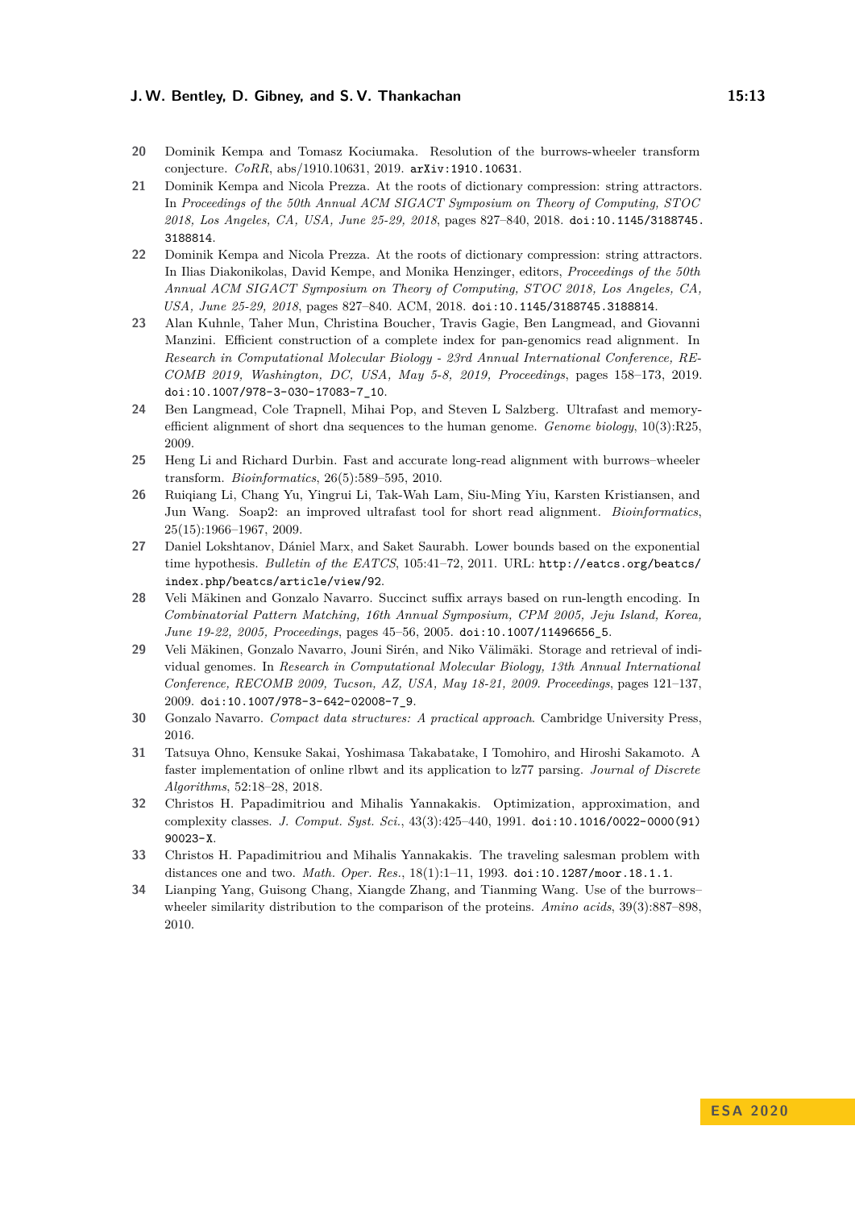20 Dominik Kempa and Tomasz Kociumaka. Resolution of the burrows-wheeler transform conjecture. *CoRR*, abs/1910.10631, 2019. arXiv:1910.10631.

21 Dominik Kempa and Nicola Prezza. At the roots of dictionary compression: string attractors. In *Proceedings of the 50th Annual ACM SIGACT Symposium on Theory of Computing, STOC 2018, Los Angeles, CA, USA, June 25-29, 2018*, pages 827–840, 2018. doi:10.1145/3188745.3188814.

22 Dominik Kempa and Nicola Prezza. At the roots of dictionary compression: string attractors. In Ilias Diakonikolas, David Kempe, and Monika Henzinger, editors, *Proceedings of the 50th Annual ACM SIGACT Symposium on Theory of Computing, STOC 2018, Los Angeles, CA, USA, June 25-29, 2018*, pages 827–840. ACM, 2018. doi:10.1145/3188745.3188814.

23 Alan Kuhnle, Taher Mun, Christina Boucher, Travis Gagie, Ben Langmead, and Giovanni Manzini. Efficient construction of a complete index for pan-genomics read alignment. In *Research in Computational Molecular Biology - 23rd Annual International Conference, RECOMB 2019, Washington, DC, USA, May 5-8, 2019, Proceedings*, pages 158–173, 2019. doi:10.1007/978-3-030-17083-7_10.

24 Ben Langmead, Cole Trapnell, Mihai Pop, and Steven L Salzberg. Ultrafast and memory-efficient alignment of short dna sequences to the human genome. *Genome biology*, 10(3):R25, 2009.

25 Heng Li and Richard Durbin. Fast and accurate long-read alignment with burrows–wheeler transform. *Bioinformatics*, 26(5):589–595, 2010.

26 Ruiqiang Li, Chang Yu, Yingrui Li, Tak-Wah Lam, Siu-Ming Yiu, Karsten Kristiansen, and Jun Wang. Soap2: an improved ultrafast tool for short read alignment. *Bioinformatics*, 25(15):1966–1967, 2009.

27 Daniel Lokshtanov, Dániel Marx, and Saket Saurabh. Lower bounds based on the exponential time hypothesis. *Bulletin of the EATCS*, 105:41–72, 2011. URL: http://eatcs.org/beatcs/index.php/beatcs/article/view/92.

28 Veli Mäkinen and Gonzalo Navarro. Succinct suffix arrays based on run-length encoding. In *Combinatorial Pattern Matching, 16th Annual Symposium, CPM 2005, Jeju Island, Korea, June 19-22, 2005, Proceedings*, pages 45–56, 2005. doi:10.1007/11496656_5.

29 Veli Mäkinen, Gonzalo Navarro, Jouni Sirén, and Niko Välimäki. Storage and retrieval of individual genomes. In *Research in Computational Molecular Biology, 13th Annual International Conference, RECOMB 2009, Tucson, AZ, USA, May 18-21, 2009. Proceedings*, pages 121–137, 2009. doi:10.1007/978-3-642-02008-7_9.

30 Gonzalo Navarro. *Compact data structures: A practical approach*. Cambridge University Press, 2016.

31 Tatsuya Ohno, Kensuke Sakai, Yoshimasa Takabatake, I Tomohiro, and Hiroshi Sakamoto. A faster implementation of online rlbwt and its application to lz77 parsing. *Journal of Discrete Algorithms*, 52:18–28, 2018.

32 Christos H. Papadimitriou and Mihalis Yannakakis. Optimization, approximation, and complexity classes. *J. Comput. Syst. Sci.*, 43(3):425–440, 1991. doi:10.1016/0022-0000(91)90023-X.

33 Christos H. Papadimitriou and Mihalis Yannakakis. The traveling salesman problem with distances one and two. *Math. Oper. Res.*, 18(1):1–11, 1993. doi:10.1287/moor.18.1.1.

34 Lianping Yang, Guisong Chang, Xiangde Zhang, and Tianming Wang. Use of the burrows–wheeler similarity distribution to the comparison of the proteins. *Amino acids*, 39(3):887–898, 2010.